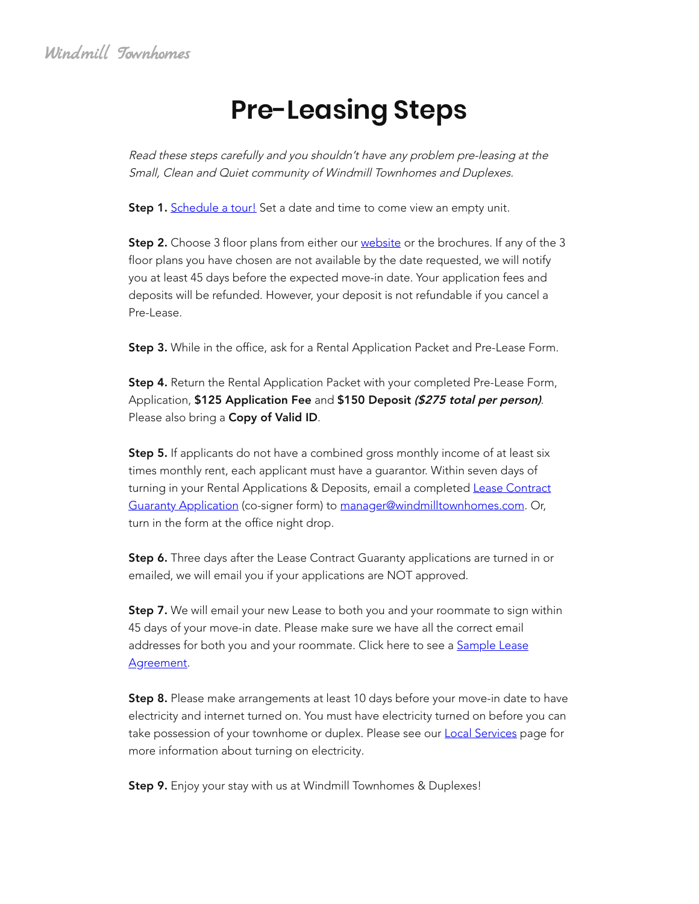*Windmill Townhomes*

# Pre-Leasing Steps

*Read these steps carefully and you shouldn't have any problem pre-leasing at the Small, Clean and Quiet community of Windmill Townhomes and Duplexes.*

**Step 1.** Schedule a tour! Set a date and time to come view an empty unit.

**Step 2.** Choose 3 floor plans from either our website or the brochures. If any of the 3 floor plans you have chosen are not available by the date requested, we will notify you at least 45 days before the expected move-in date. Your application fees and deposits will be refunded. However, your deposit is not refundable if you cancel a Pre-Lease.

**Step 3.** While in the office, ask for a Rental Application Packet and Pre-Lease Form.

**Step 4.** Return the Rental Application Packet with your completed Pre-Lease Form, Application, **$125 Application Fee** and **$150 Deposit** ***($275 total per person)***. Please also bring a **Copy of Valid ID**.

**Step 5.** If applicants do not have a combined gross monthly income of at least six times monthly rent, each applicant must have a guarantor. Within seven days of turning in your Rental Applications & Deposits, email a completed Lease Contract Guaranty Application (co-signer form) to manager@windmilltownhomes.com. Or, turn in the form at the office night drop.

**Step 6.** Three days after the Lease Contract Guaranty applications are turned in or emailed, we will email you if your applications are NOT approved.

**Step 7.** We will email your new Lease to both you and your roommate to sign within 45 days of your move-in date. Please make sure we have all the correct email addresses for both you and your roommate. Click here to see a Sample Lease Agreement.

**Step 8.** Please make arrangements at least 10 days before your move-in date to have electricity and internet turned on. You must have electricity turned on before you can take possession of your townhome or duplex. Please see our Local Services page for more information about turning on electricity.

**Step 9.** Enjoy your stay with us at Windmill Townhomes & Duplexes!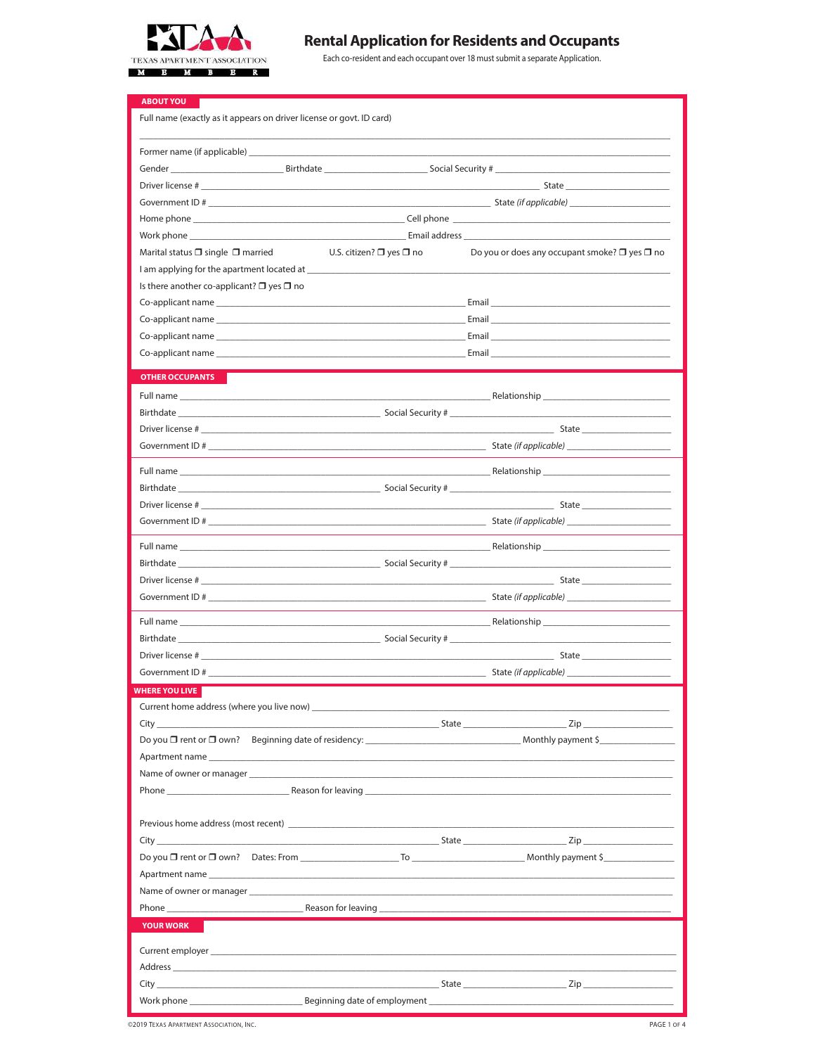TEXAS APARTMENT ASSOCIATION MEMBER

# Rental Application for Residents and Occupants

Each co-resident and each occupant over 18 must submit a separate Application.

## ABOUT YOU

Full name (exactly as it appears on driver license or govt. ID card)

\_\_\_\_\_\_\_\_\_\_\_\_\_\_\_\_\_\_\_\_\_\_\_\_\_\_\_\_\_\_\_\_\_\_\_\_\_\_\_\_\_\_\_\_\_\_\_\_\_\_\_\_\_\_\_\_\_\_\_\_

Former name (if applicable) \_\_\_\_\_\_\_\_\_\_\_\_\_\_\_\_\_\_\_\_\_\_\_\_\_\_\_\_\_\_\_\_\_\_

Gender \_\_\_\_\_\_\_\_\_\_\_\_ Birthdate \_\_\_\_\_\_\_\_\_\_\_\_ Social Security # \_\_\_\_\_\_\_\_\_\_\_\_\_\_\_\_

Driver license # \_\_\_\_\_\_\_\_\_\_\_\_\_\_\_\_\_\_\_\_\_\_\_\_\_\_\_\_ State \_\_\_\_\_\_\_\_\_\_

Government ID # \_\_\_\_\_\_\_\_\_\_\_\_\_\_\_\_\_\_\_\_\_\_\_\_\_\_ State *(if applicable)* \_\_\_\_\_\_\_\_\_\_

Home phone \_\_\_\_\_\_\_\_\_\_\_\_\_\_\_\_\_\_\_\_ Cell phone \_\_\_\_\_\_\_\_\_\_\_\_\_\_\_\_\_\_\_\_

Work phone \_\_\_\_\_\_\_\_\_\_\_\_\_\_\_\_\_\_\_\_ Email address \_\_\_\_\_\_\_\_\_\_\_\_\_\_\_\_\_\_\_\_

Marital status ❒ single ❒ married U.S. citizen? ❒ yes ❒ no Do you or does any occupant smoke? ❒ yes ❒ no

I am applying for the apartment located at \_\_\_\_\_\_\_\_\_\_\_\_\_\_\_\_\_\_\_\_\_\_\_\_\_\_\_\_\_\_

Is there another co-applicant? ❒ yes ❒ no

Co-applicant name \_\_\_\_\_\_\_\_\_\_\_\_\_\_\_\_\_\_\_\_\_\_\_\_ Email \_\_\_\_\_\_\_\_\_\_\_\_\_\_\_\_\_\_\_\_

Co-applicant name \_\_\_\_\_\_\_\_\_\_\_\_\_\_\_\_\_\_\_\_\_\_\_\_ Email \_\_\_\_\_\_\_\_\_\_\_\_\_\_\_\_\_\_\_\_

Co-applicant name \_\_\_\_\_\_\_\_\_\_\_\_\_\_\_\_\_\_\_\_\_\_\_\_ Email \_\_\_\_\_\_\_\_\_\_\_\_\_\_\_\_\_\_\_\_

Co-applicant name \_\_\_\_\_\_\_\_\_\_\_\_\_\_\_\_\_\_\_\_\_\_\_\_ Email \_\_\_\_\_\_\_\_\_\_\_\_\_\_\_\_\_\_\_\_

## OTHER OCCUPANTS

Full name \_\_\_\_\_\_\_\_\_\_\_\_\_\_\_\_\_\_\_\_\_\_\_\_\_\_\_\_ Relationship \_\_\_\_\_\_\_\_\_\_\_\_\_\_\_\_

Birthdate \_\_\_\_\_\_\_\_\_\_\_\_\_\_\_\_\_\_ Social Security # \_\_\_\_\_\_\_\_\_\_\_\_\_\_\_\_\_\_\_\_

Driver license # \_\_\_\_\_\_\_\_\_\_\_\_\_\_\_\_\_\_\_\_\_\_\_\_\_\_\_\_ State \_\_\_\_\_\_\_\_\_\_

Government ID # \_\_\_\_\_\_\_\_\_\_\_\_\_\_\_\_\_\_\_\_\_\_\_\_\_\_ State *(if applicable)* \_\_\_\_\_\_\_\_\_\_

Full name \_\_\_\_\_\_\_\_\_\_\_\_\_\_\_\_\_\_\_\_\_\_\_\_\_\_\_\_ Relationship \_\_\_\_\_\_\_\_\_\_\_\_\_\_\_\_

Birthdate \_\_\_\_\_\_\_\_\_\_\_\_\_\_\_\_\_\_ Social Security # \_\_\_\_\_\_\_\_\_\_\_\_\_\_\_\_\_\_\_\_

Driver license # \_\_\_\_\_\_\_\_\_\_\_\_\_\_\_\_\_\_\_\_\_\_\_\_\_\_\_\_ State \_\_\_\_\_\_\_\_\_\_

Government ID # \_\_\_\_\_\_\_\_\_\_\_\_\_\_\_\_\_\_\_\_\_\_\_\_\_\_ State *(if applicable)* \_\_\_\_\_\_\_\_\_\_

Full name \_\_\_\_\_\_\_\_\_\_\_\_\_\_\_\_\_\_\_\_\_\_\_\_\_\_\_\_ Relationship \_\_\_\_\_\_\_\_\_\_\_\_\_\_\_\_

Birthdate \_\_\_\_\_\_\_\_\_\_\_\_\_\_\_\_\_\_ Social Security # \_\_\_\_\_\_\_\_\_\_\_\_\_\_\_\_\_\_\_\_

Driver license # \_\_\_\_\_\_\_\_\_\_\_\_\_\_\_\_\_\_\_\_\_\_\_\_\_\_\_\_ State \_\_\_\_\_\_\_\_\_\_

Government ID # \_\_\_\_\_\_\_\_\_\_\_\_\_\_\_\_\_\_\_\_\_\_\_\_\_\_ State *(if applicable)* \_\_\_\_\_\_\_\_\_\_

Full name \_\_\_\_\_\_\_\_\_\_\_\_\_\_\_\_\_\_\_\_\_\_\_\_\_\_\_\_ Relationship \_\_\_\_\_\_\_\_\_\_\_\_\_\_\_\_

Birthdate \_\_\_\_\_\_\_\_\_\_\_\_\_\_\_\_\_\_ Social Security # \_\_\_\_\_\_\_\_\_\_\_\_\_\_\_\_\_\_\_\_

Driver license # \_\_\_\_\_\_\_\_\_\_\_\_\_\_\_\_\_\_\_\_\_\_\_\_\_\_\_\_ State \_\_\_\_\_\_\_\_\_\_

Government ID # \_\_\_\_\_\_\_\_\_\_\_\_\_\_\_\_\_\_\_\_\_\_\_\_\_\_ State *(if applicable)* \_\_\_\_\_\_\_\_\_\_

## WHERE YOU LIVE

Current home address (where you live now) \_\_\_\_\_\_\_\_\_\_\_\_\_\_\_\_\_\_\_\_\_\_\_\_\_\_\_\_

City \_\_\_\_\_\_\_\_\_\_\_\_\_\_\_\_\_\_\_\_\_\_\_\_ State \_\_\_\_\_\_\_\_\_\_ Zip \_\_\_\_\_\_\_\_\_\_

Do you ❒ rent or ❒ own? Beginning date of residency: \_\_\_\_\_\_\_\_\_\_\_\_\_\_\_\_ Monthly payment $\_\_\_\_\_\_\_\_

Apartment name \_\_\_\_\_\_\_\_\_\_\_\_\_\_\_\_\_\_\_\_\_\_\_\_\_\_\_\_\_\_\_\_\_\_\_\_\_\_\_\_

Name of owner or manager \_\_\_\_\_\_\_\_\_\_\_\_\_\_\_\_\_\_\_\_\_\_\_\_\_\_\_\_\_\_\_\_\_\_

Phone \_\_\_\_\_\_\_\_\_\_\_\_\_\_ Reason for leaving \_\_\_\_\_\_\_\_\_\_\_\_\_\_\_\_\_\_\_\_\_\_\_\_\_\_\_\_

Previous home address (most recent) \_\_\_\_\_\_\_\_\_\_\_\_\_\_\_\_\_\_\_\_\_\_\_\_\_\_\_\_\_\_

City \_\_\_\_\_\_\_\_\_\_\_\_\_\_\_\_\_\_\_\_\_\_\_\_ State \_\_\_\_\_\_\_\_\_\_ Zip \_\_\_\_\_\_\_\_\_\_

Do you ❒ rent or ❒ own? Dates: From \_\_\_\_\_\_\_\_\_\_\_\_ To \_\_\_\_\_\_\_\_\_\_\_\_ Monthly payment $\_\_\_\_\_\_\_\_

Apartment name \_\_\_\_\_\_\_\_\_\_\_\_\_\_\_\_\_\_\_\_\_\_\_\_\_\_\_\_\_\_\_\_\_\_\_\_\_\_\_\_

Name of owner or manager \_\_\_\_\_\_\_\_\_\_\_\_\_\_\_\_\_\_\_\_\_\_\_\_\_\_\_\_\_\_\_\_\_\_

Phone \_\_\_\_\_\_\_\_\_\_\_\_\_\_ Reason for leaving \_\_\_\_\_\_\_\_\_\_\_\_\_\_\_\_\_\_\_\_\_\_\_\_\_\_\_\_

## YOUR WORK

Current employer \_\_\_\_\_\_\_\_\_\_\_\_\_\_\_\_\_\_\_\_\_\_\_\_\_\_\_\_\_\_\_\_\_\_\_\_\_\_\_\_

Address \_\_\_\_\_\_\_\_\_\_\_\_\_\_\_\_\_\_\_\_\_\_\_\_\_\_\_\_\_\_\_\_\_\_\_\_\_\_\_\_\_\_\_\_\_\_

City \_\_\_\_\_\_\_\_\_\_\_\_\_\_\_\_\_\_\_\_\_\_\_\_ State \_\_\_\_\_\_\_\_\_\_ Zip \_\_\_\_\_\_\_\_\_\_

Work phone \_\_\_\_\_\_\_\_\_\_\_\_\_\_ Beginning date of employment \_\_\_\_\_\_\_\_\_\_\_\_\_\_\_\_\_\_\_\_

©2019 Texas Apartment Association, Inc.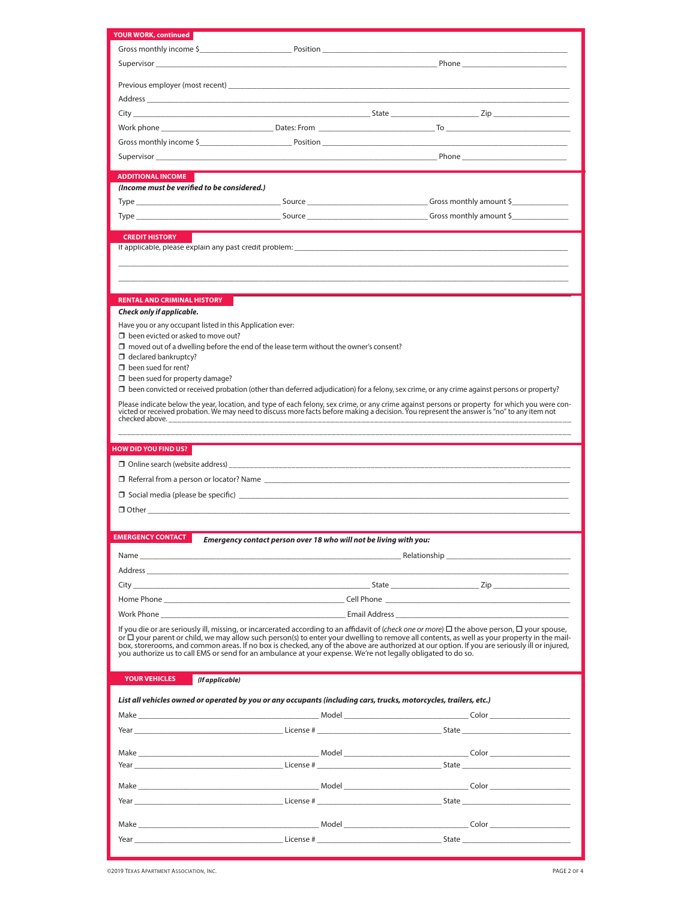## YOUR WORK, continued

Gross monthly income $\_\_\_\_\_\_\_\_\_\_\_\_\_\_\_\_\_\_\_\_ Position \_\_\_\_\_\_\_\_\_\_\_\_\_\_\_\_\_\_\_\_\_\_\_\_\_\_\_\_\_\_\_\_\_\_\_\_\_\_\_\_

Supervisor \_\_\_\_\_\_\_\_\_\_\_\_\_\_\_\_\_\_\_\_\_\_\_\_\_\_\_\_\_\_\_\_\_\_\_\_\_\_\_\_\_\_\_\_\_\_\_\_ Phone \_\_\_\_\_\_\_\_\_\_\_\_\_\_\_\_\_\_\_\_\_\_

Previous employer (most recent) \_\_\_\_\_\_\_\_\_\_\_\_\_\_\_\_\_\_\_\_\_\_\_\_\_\_\_\_\_\_\_\_\_\_\_\_\_\_\_\_\_\_\_\_\_\_\_\_\_\_\_\_\_\_\_\_

Address \_\_\_\_\_\_\_\_\_\_\_\_\_\_\_\_\_\_\_\_\_\_\_\_\_\_\_\_\_\_\_\_\_\_\_\_\_\_\_\_\_\_\_\_\_\_\_\_\_\_\_\_\_\_\_\_\_\_\_\_\_\_\_\_\_\_\_\_\_\_\_\_\_\_\_\_

City \_\_\_\_\_\_\_\_\_\_\_\_\_\_\_\_\_\_\_\_\_\_\_\_\_\_\_\_\_\_\_\_\_\_\_\_\_\_\_\_\_\_\_\_\_\_\_\_\_\_ State \_\_\_\_\_\_\_\_\_\_\_\_\_\_\_\_\_\_\_ Zip \_\_\_\_\_\_\_\_\_\_\_\_\_\_\_\_

Work phone \_\_\_\_\_\_\_\_\_\_\_\_\_\_\_\_\_\_\_\_\_\_\_\_ Dates: From \_\_\_\_\_\_\_\_\_\_\_\_\_\_\_\_\_\_\_\_\_\_\_\_\_ To \_\_\_\_\_\_\_\_\_\_\_\_\_\_\_\_\_\_\_\_\_\_\_\_\_\_\_

Gross monthly income $\_\_\_\_\_\_\_\_\_\_\_\_\_\_\_\_\_\_\_\_ Position \_\_\_\_\_\_\_\_\_\_\_\_\_\_\_\_\_\_\_\_\_\_\_\_\_\_\_\_\_\_\_\_\_\_\_\_\_\_\_\_

Supervisor \_\_\_\_\_\_\_\_\_\_\_\_\_\_\_\_\_\_\_\_\_\_\_\_\_\_\_\_\_\_\_\_\_\_\_\_\_\_\_\_\_\_\_\_\_\_\_\_ Phone \_\_\_\_\_\_\_\_\_\_\_\_\_\_\_\_\_\_\_\_\_\_

## ADDITIONAL INCOME

***(Income must be verified to be considered.)***

Type \_\_\_\_\_\_\_\_\_\_\_\_\_\_\_\_\_\_\_\_\_\_\_\_\_\_\_\_\_\_ Source \_\_\_\_\_\_\_\_\_\_\_\_\_\_\_\_\_\_\_\_\_\_\_\_\_\_ Gross monthly amount $\_\_\_\_\_\_\_\_\_\_\_\_

Type \_\_\_\_\_\_\_\_\_\_\_\_\_\_\_\_\_\_\_\_\_\_\_\_\_\_\_\_\_\_ Source \_\_\_\_\_\_\_\_\_\_\_\_\_\_\_\_\_\_\_\_\_\_\_\_\_\_ Gross monthly amount $\_\_\_\_\_\_\_\_\_\_\_\_

## CREDIT HISTORY

If applicable, please explain any past credit problem: \_\_\_\_\_\_\_\_\_\_\_\_\_\_\_\_\_\_\_\_\_\_\_\_\_\_\_\_\_\_\_\_\_\_\_\_\_\_\_\_\_\_\_\_\_\_\_\_\_\_

\_\_\_\_\_\_\_\_\_\_\_\_\_\_\_\_\_\_\_\_\_\_\_\_\_\_\_\_\_\_\_\_\_\_\_\_\_\_\_\_\_\_\_\_\_\_\_\_\_\_\_\_\_\_\_\_\_\_\_\_\_\_\_\_\_\_\_\_\_\_\_\_\_\_\_\_\_\_\_\_\_\_\_\_\_\_\_\_\_\_

\_\_\_\_\_\_\_\_\_\_\_\_\_\_\_\_\_\_\_\_\_\_\_\_\_\_\_\_\_\_\_\_\_\_\_\_\_\_\_\_\_\_\_\_\_\_\_\_\_\_\_\_\_\_\_\_\_\_\_\_\_\_\_\_\_\_\_\_\_\_\_\_\_\_\_\_\_\_\_\_\_\_\_\_\_\_\_\_\_\_

## RENTAL AND CRIMINAL HISTORY

***Check only if applicable.***

Have you or any occupant listed in this Application ever:

- ❒ been evicted or asked to move out?
- ❒ moved out of a dwelling before the end of the lease term without the owner's consent?
- ❒ declared bankruptcy?
- ❒ been sued for rent?
- ❒ been sued for property damage?
- ❒ been convicted or received probation (other than deferred adjudication) for a felony, sex crime, or any crime against persons or property?

Please indicate below the year, location, and type of each felony, sex crime, or any crime against persons or property for which you were convicted or received probation. We may need to discuss more facts before making a decision. You represent the answer is "no" to any item not checked above. \_\_\_\_\_\_\_\_\_\_\_\_\_\_\_\_\_\_\_\_\_\_\_\_\_\_\_\_\_\_\_\_\_\_\_\_\_\_\_\_\_\_\_\_\_\_\_\_\_\_\_\_\_\_\_\_\_\_\_\_\_\_\_\_\_\_\_\_\_\_\_\_\_

\_\_\_\_\_\_\_\_\_\_\_\_\_\_\_\_\_\_\_\_\_\_\_\_\_\_\_\_\_\_\_\_\_\_\_\_\_\_\_\_\_\_\_\_\_\_\_\_\_\_\_\_\_\_\_\_\_\_\_\_\_\_\_\_\_\_\_\_\_\_\_\_\_\_\_\_\_\_\_\_\_\_\_\_\_\_\_\_\_\_

## HOW DID YOU FIND US?

❒ Online search (website address) \_\_\_\_\_\_\_\_\_\_\_\_\_\_\_\_\_\_\_\_\_\_\_\_\_\_\_\_\_\_\_\_\_\_\_\_\_\_\_\_\_\_\_\_\_\_\_\_\_\_\_\_\_\_\_\_\_\_\_\_

❒ Referral from a person or locator? Name \_\_\_\_\_\_\_\_\_\_\_\_\_\_\_\_\_\_\_\_\_\_\_\_\_\_\_\_\_\_\_\_\_\_\_\_\_\_\_\_\_\_\_\_\_\_\_\_\_\_\_\_\_\_

❒ Social media (please be specific) \_\_\_\_\_\_\_\_\_\_\_\_\_\_\_\_\_\_\_\_\_\_\_\_\_\_\_\_\_\_\_\_\_\_\_\_\_\_\_\_\_\_\_\_\_\_\_\_\_\_\_\_\_\_\_\_\_\_\_\_

❒ Other \_\_\_\_\_\_\_\_\_\_\_\_\_\_\_\_\_\_\_\_\_\_\_\_\_\_\_\_\_\_\_\_\_\_\_\_\_\_\_\_\_\_\_\_\_\_\_\_\_\_\_\_\_\_\_\_\_\_\_\_\_\_\_\_\_\_\_\_\_\_\_\_\_\_\_\_\_\_\_

## EMERGENCY CONTACT

***Emergency contact person over 18 who will not be living with you:***

Name \_\_\_\_\_\_\_\_\_\_\_\_\_\_\_\_\_\_\_\_\_\_\_\_\_\_\_\_\_\_\_\_\_\_\_\_\_\_\_\_\_\_\_\_\_\_\_\_\_\_\_\_\_\_ Relationship \_\_\_\_\_\_\_\_\_\_\_\_\_\_\_\_\_\_\_\_\_\_\_\_

Address \_\_\_\_\_\_\_\_\_\_\_\_\_\_\_\_\_\_\_\_\_\_\_\_\_\_\_\_\_\_\_\_\_\_\_\_\_\_\_\_\_\_\_\_\_\_\_\_\_\_\_\_\_\_\_\_\_\_\_\_\_\_\_\_\_\_\_\_\_\_\_\_\_\_\_\_

City \_\_\_\_\_\_\_\_\_\_\_\_\_\_\_\_\_\_\_\_\_\_\_\_\_\_\_\_\_\_\_\_\_\_\_\_\_\_\_\_\_\_\_\_\_\_\_\_\_\_ State \_\_\_\_\_\_\_\_\_\_\_\_\_\_\_\_\_\_\_ Zip \_\_\_\_\_\_\_\_\_\_\_\_\_\_\_\_

Home Phone \_\_\_\_\_\_\_\_\_\_\_\_\_\_\_\_\_\_\_\_\_\_\_\_\_\_\_\_\_\_\_\_\_\_\_\_\_\_ Cell Phone \_\_\_\_\_\_\_\_\_\_\_\_\_\_\_\_\_\_\_\_\_\_\_\_\_\_\_\_\_\_\_\_\_\_\_\_\_\_

Work Phone \_\_\_\_\_\_\_\_\_\_\_\_\_\_\_\_\_\_\_\_\_\_\_\_\_\_\_\_\_\_\_\_\_\_\_\_\_\_ Email Address \_\_\_\_\_\_\_\_\_\_\_\_\_\_\_\_\_\_\_\_\_\_\_\_\_\_\_\_\_\_\_\_\_\_\_

If you die or are seriously ill, missing, or incarcerated according to an affidavit of (*check one or more*) ☐ the above person, ☐ your spouse, or ☐ your parent or child, we may allow such person(s) to enter your dwelling to remove all contents, as well as your property in the mailbox, storerooms, and common areas. If no box is checked, any of the above are authorized at our option. If you are seriously ill or injured, you authorize us to call EMS or send for an ambulance at your expense. We're not legally obligated to do so.

## YOUR VEHICLES

***(If applicable)***

***List all vehicles owned or operated by you or any occupants (including cars, trucks, motorcycles, trailers, etc.)***

Make \_\_\_\_\_\_\_\_\_\_\_\_\_\_\_\_\_\_\_\_\_\_\_\_\_\_\_\_\_\_\_\_\_\_\_\_\_ Model \_\_\_\_\_\_\_\_\_\_\_\_\_\_\_\_\_\_\_\_\_\_\_\_\_\_ Color \_\_\_\_\_\_\_\_\_\_\_\_\_\_\_\_

Year \_\_\_\_\_\_\_\_\_\_\_\_\_\_\_\_\_\_\_\_\_\_\_\_\_\_\_\_\_\_ License # \_\_\_\_\_\_\_\_\_\_\_\_\_\_\_\_\_\_\_\_\_\_\_\_\_\_ State \_\_\_\_\_\_\_\_\_\_\_\_\_\_\_\_\_\_\_\_\_\_

Make \_\_\_\_\_\_\_\_\_\_\_\_\_\_\_\_\_\_\_\_\_\_\_\_\_\_\_\_\_\_\_\_\_\_\_\_\_ Model \_\_\_\_\_\_\_\_\_\_\_\_\_\_\_\_\_\_\_\_\_\_\_\_\_\_ Color \_\_\_\_\_\_\_\_\_\_\_\_\_\_\_\_

Year \_\_\_\_\_\_\_\_\_\_\_\_\_\_\_\_\_\_\_\_\_\_\_\_\_\_\_\_\_\_ License # \_\_\_\_\_\_\_\_\_\_\_\_\_\_\_\_\_\_\_\_\_\_\_\_\_\_ State \_\_\_\_\_\_\_\_\_\_\_\_\_\_\_\_\_\_\_\_\_\_

Make \_\_\_\_\_\_\_\_\_\_\_\_\_\_\_\_\_\_\_\_\_\_\_\_\_\_\_\_\_\_\_\_\_\_\_\_\_ Model \_\_\_\_\_\_\_\_\_\_\_\_\_\_\_\_\_\_\_\_\_\_\_\_\_\_ Color \_\_\_\_\_\_\_\_\_\_\_\_\_\_\_\_

Year \_\_\_\_\_\_\_\_\_\_\_\_\_\_\_\_\_\_\_\_\_\_\_\_\_\_\_\_\_\_ License # \_\_\_\_\_\_\_\_\_\_\_\_\_\_\_\_\_\_\_\_\_\_\_\_\_\_ State \_\_\_\_\_\_\_\_\_\_\_\_\_\_\_\_\_\_\_\_\_\_

Make \_\_\_\_\_\_\_\_\_\_\_\_\_\_\_\_\_\_\_\_\_\_\_\_\_\_\_\_\_\_\_\_\_\_\_\_\_ Model \_\_\_\_\_\_\_\_\_\_\_\_\_\_\_\_\_\_\_\_\_\_\_\_\_\_ Color \_\_\_\_\_\_\_\_\_\_\_\_\_\_\_\_

Year \_\_\_\_\_\_\_\_\_\_\_\_\_\_\_\_\_\_\_\_\_\_\_\_\_\_\_\_\_\_ License # \_\_\_\_\_\_\_\_\_\_\_\_\_\_\_\_\_\_\_\_\_\_\_\_\_\_ State \_\_\_\_\_\_\_\_\_\_\_\_\_\_\_\_\_\_\_\_\_\_

©2019 Texas Apartment Association, Inc.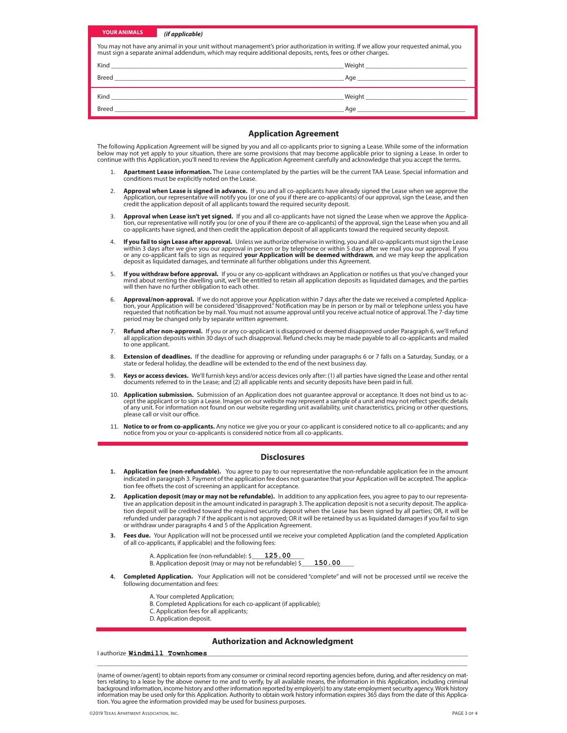**YOUR ANIMALS** *(if applicable)*

You may not have any animal in your unit without management's prior authorization in writing. If we allow your requested animal, you must sign a separate animal addendum, which may require additional deposits, rents, fees or other charges.

Kind ______________________________ Weight ______________________________

Breed ______________________________ Age ______________________________

Kind ______________________________ Weight ______________________________

Breed ______________________________ Age ______________________________

## Application Agreement

The following Application Agreement will be signed by you and all co-applicants prior to signing a Lease. While some of the information below may not yet apply to your situation, there are some provisions that may become applicable prior to signing a Lease. In order to continue with this Application, you'll need to review the Application Agreement carefully and acknowledge that you accept the terms.

1. **Apartment Lease information.** The Lease contemplated by the parties will be the current TAA Lease. Special information and conditions must be explicitly noted on the Lease.
2. **Approval when Lease is signed in advance.** If you and all co-applicants have already signed the Lease when we approve the Application, our representative will notify you (or one of you if there are co-applicants) of our approval, sign the Lease, and then credit the application deposit of all applicants toward the required security deposit.
3. **Approval when Lease isn't yet signed.** If you and all co-applicants have not signed the Lease when we approve the Application, our representative will notify you (or one of you if there are co-applicants) of the approval, sign the Lease when you and all co-applicants have signed, and then credit the application deposit of all applicants toward the required security deposit.
4. **If you fail to sign Lease after approval.** Unless we authorize otherwise in writing, you and all co-applicants must sign the Lease within 3 days after we give you our approval in person or by telephone or within 5 days after we mail you our approval. If you or any co-applicant fails to sign as required **your Application will be deemed withdrawn**, and we may keep the application deposit as liquidated damages, and terminate all further obligations under this Agreement.
5. **If you withdraw before approval.** If you or any co-applicant withdraws an Application or notifies us that you've changed your mind about renting the dwelling unit, we'll be entitled to retain all application deposits as liquidated damages, and the parties will then have no further obligation to each other.
6. **Approval/non-approval.** If we do not approve your Application within 7 days after the date we received a completed Application, your Application will be considered "disapproved." Notification may be in person or by mail or telephone unless you have requested that notification be by mail. You must not assume approval until you receive actual notice of approval. The 7-day time period may be changed only by separate written agreement.
7. **Refund after non-approval.** If you or any co-applicant is disapproved or deemed disapproved under Paragraph 6, we'll refund all application deposits within 30 days of such disapproval. Refund checks may be made payable to all co-applicants and mailed to one applicant.
8. **Extension of deadlines.** If the deadline for approving or refunding under paragraphs 6 or 7 falls on a Saturday, Sunday, or a state or federal holiday, the deadline will be extended to the end of the next business day.
9. **Keys or access devices.** We'll furnish keys and/or access devices only after: (1) all parties have signed the Lease and other rental documents referred to in the Lease; and (2) all applicable rents and security deposits have been paid in full.
10. **Application submission.** Submission of an Application does not guarantee approval or acceptance. It does not bind us to accept the applicant or to sign a Lease. Images on our website may represent a sample of a unit and may not reflect specific details of any unit. For information not found on our website regarding unit availability, unit characteristics, pricing or other questions, please call or visit our office.
11. **Notice to or from co-applicants.** Any notice we give you or your co-applicant is considered notice to all co-applicants; and any notice from you or your co-applicants is considered notice from all co-applicants.

## Disclosures

1. **Application fee (non-refundable).** You agree to pay to our representative the non-refundable application fee in the amount indicated in paragraph 3. Payment of the application fee does not guarantee that your Application will be accepted. The application fee offsets the cost of screening an applicant for acceptance.
2. **Application deposit (may or may not be refundable).** In addition to any application fees, you agree to pay to our representative an application deposit in the amount indicated in paragraph 3. The application deposit is not a security deposit. The application deposit will be credited toward the required security deposit when the Lease has been signed by all parties; OR, it will be refunded under paragraph 7 if the applicant is not approved; OR it will be retained by us as liquidated damages if you fail to sign or withdraw under paragraphs 4 and 5 of the Application Agreement.
3. **Fees due.** Your Application will not be processed until we receive your completed Application (and the completed Application of all co-applicants, if applicable) and the following fees:

   A. Application fee (non-refundable): $ 125.00
   B. Application deposit (may or may not be refundable) $ 150.00

4. **Completed Application.** Your Application will not be considered "complete" and will not be processed until we receive the following documentation and fees:

   A. Your completed Application;
   B. Completed Applications for each co-applicant (if applicable);
   C. Application fees for all applicants;
   D. Application deposit.

## Authorization and Acknowledgment

I authorize **Windmill Townhomes**

(name of owner/agent) to obtain reports from any consumer or criminal record reporting agencies before, during, and after residency on matters relating to a lease by the above owner to me and to verify, by all available means, the information in this Application, including criminal background information, income history and other information reported by employer(s) to any state employment security agency. Work history information may be used only for this Application. Authority to obtain work history information expires 365 days from the date of this Application. You agree the information provided may be used for business purposes.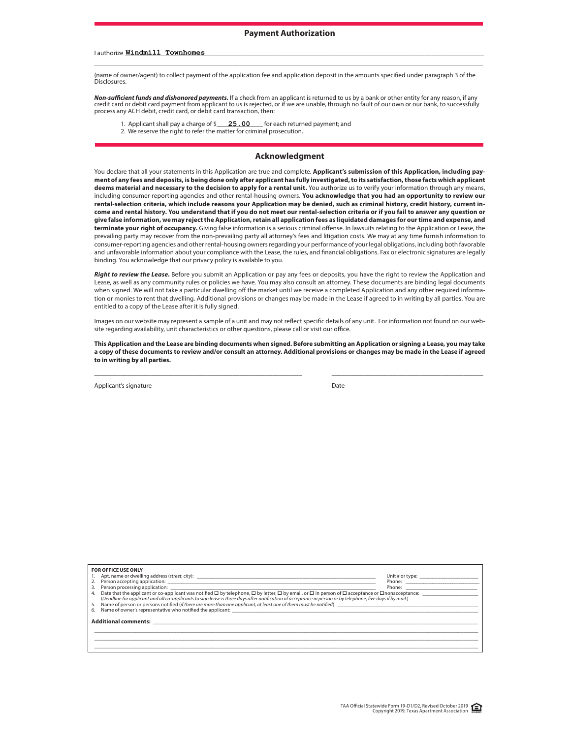## Payment Authorization

I authorize **Windmill Townhomes** ______________________________________________

(name of owner/agent) to collect payment of the application fee and application deposit in the amounts specified under paragraph 3 of the Disclosures.

***Non-sufficient funds and dishonored payments.*** If a check from an applicant is returned to us by a bank or other entity for any reason, if any credit card or debit card payment from applicant to us is rejected, or if we are unable, through no fault of our own or our bank, to successfully process any ACH debit, credit card, or debit card transaction, then:

1. Applicant shall pay a charge of $ **25.00** for each returned payment; and
2. We reserve the right to refer the matter for criminal prosecution.

## Acknowledgment

You declare that all your statements in this Application are true and complete. **Applicant's submission of this Application, including payment of any fees and deposits, is being done only after applicant has fully investigated, to its satisfaction, those facts which applicant deems material and necessary to the decision to apply for a rental unit.** You authorize us to verify your information through any means, including consumer-reporting agencies and other rental-housing owners. **You acknowledge that you had an opportunity to review our rental-selection criteria, which include reasons your Application may be denied, such as criminal history, credit history, current income and rental history. You understand that if you do not meet our rental-selection criteria or if you fail to answer any question or give false information, we may reject the Application, retain all application fees as liquidated damages for our time and expense, and terminate your right of occupancy.** Giving false information is a serious criminal offense. In lawsuits relating to the Application or Lease, the prevailing party may recover from the non-prevailing party all attorney's fees and litigation costs. We may at any time furnish information to consumer-reporting agencies and other rental-housing owners regarding your performance of your legal obligations, including both favorable and unfavorable information about your compliance with the Lease, the rules, and financial obligations. Fax or electronic signatures are legally binding. You acknowledge that our privacy policy is available to you.

***Right to review the Lease.*** Before you submit an Application or pay any fees or deposits, you have the right to review the Application and Lease, as well as any community rules or policies we have. You may also consult an attorney. These documents are binding legal documents when signed. We will not take a particular dwelling off the market until we receive a completed Application and any other required information or monies to rent that dwelling. Additional provisions or changes may be made in the Lease if agreed to in writing by all parties. You are entitled to a copy of the Lease after it is fully signed.

Images on our website may represent a sample of a unit and may not reflect specific details of any unit. For information not found on our website regarding availability, unit characteristics or other questions, please call or visit our office.

**This Application and the Lease are binding documents when signed. Before submitting an Application or signing a Lease, you may take a copy of these documents to review and/or consult an attorney. Additional provisions or changes may be made in the Lease if agreed to in writing by all parties.**

______________________________________________ ______________________________

Applicant's signature Date

**FOR OFFICE USE ONLY**

1. Apt. name or dwelling address (*street, city*): ______________________ Unit # or type: ____________
2. Person accepting application: ______________________ Phone: ____________
3. Person processing application: ______________________ Phone: ____________
4. Date that the applicant or co-applicant was notified ☐ by telephone, ☐ by letter, ☐ by email, or ☐ in person of ☐ acceptance or ☐ nonacceptance: ____________
 (*Deadline for applicant and all co-applicants to sign lease is three days after notification of acceptance in person or by telephone, five days if by mail.*)
5. Name of person or persons notified (*if there are more than one applicant, at least one of them must be notified*): ______________________
6. Name of owner's representative who notified the applicant: ______________________

**Additional comments:** ______________________________________________

TAA Official Statewide Form 19-D1/D2, Revised October 2019
Copyright 2019, Texas Apartment Association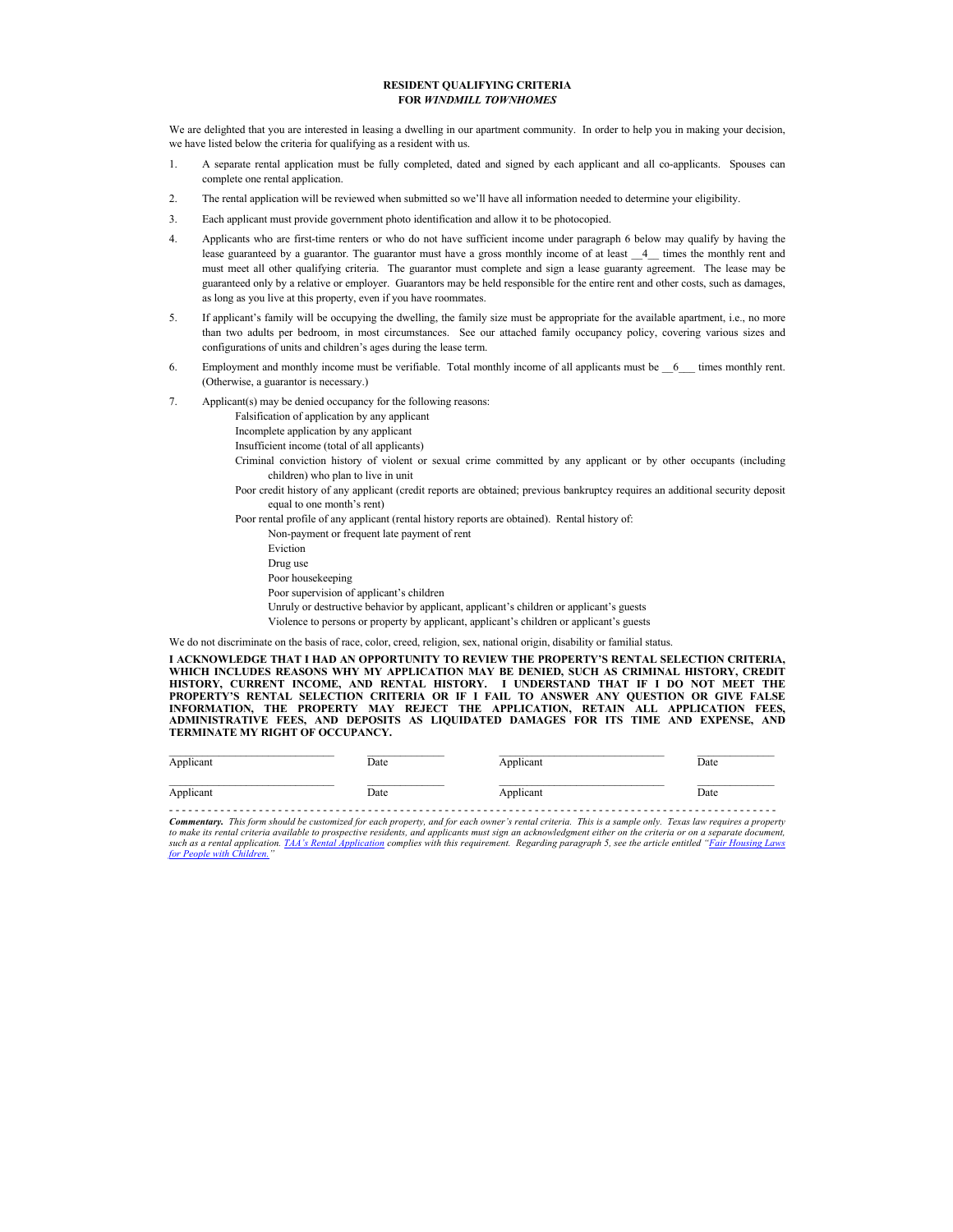# RESIDENT QUALIFYING CRITERIA
## FOR *WINDMILL TOWNHOMES*

We are delighted that you are interested in leasing a dwelling in our apartment community. In order to help you in making your decision, we have listed below the criteria for qualifying as a resident with us.

1. A separate rental application must be fully completed, dated and signed by each applicant and all co-applicants. Spouses can complete one rental application.

2. The rental application will be reviewed when submitted so we'll have all information needed to determine your eligibility.

3. Each applicant must provide government photo identification and allow it to be photocopied.

4. Applicants who are first-time renters or who do not have sufficient income under paragraph 6 below may qualify by having the lease guaranteed by a guarantor. The guarantor must have a gross monthly income of at least __4__ times the monthly rent and must meet all other qualifying criteria. The guarantor must complete and sign a lease guaranty agreement. The lease may be guaranteed only by a relative or employer. Guarantors may be held responsible for the entire rent and other costs, such as damages, as long as you live at this property, even if you have roommates.

5. If applicant's family will be occupying the dwelling, the family size must be appropriate for the available apartment, i.e., no more than two adults per bedroom, in most circumstances. See our attached family occupancy policy, covering various sizes and configurations of units and children's ages during the lease term.

6. Employment and monthly income must be verifiable. Total monthly income of all applicants must be __6___ times monthly rent. (Otherwise, a guarantor is necessary.)

7. Applicant(s) may be denied occupancy for the following reasons:
   - Falsification of application by any applicant
   - Incomplete application by any applicant
   - Insufficient income (total of all applicants)
   - Criminal conviction history of violent or sexual crime committed by any applicant or by other occupants (including children) who plan to live in unit
   - Poor credit history of any applicant (credit reports are obtained; previous bankruptcy requires an additional security deposit equal to one month's rent)
   - Poor rental profile of any applicant (rental history reports are obtained). Rental history of:
     - Non-payment or frequent late payment of rent
     - Eviction
     - Drug use
     - Poor housekeeping
     - Poor supervision of applicant's children
     - Unruly or destructive behavior by applicant, applicant's children or applicant's guests
     - Violence to persons or property by applicant, applicant's children or applicant's guests

We do not discriminate on the basis of race, color, creed, religion, sex, national origin, disability or familial status.

**I ACKNOWLEDGE THAT I HAD AN OPPORTUNITY TO REVIEW THE PROPERTY'S RENTAL SELECTION CRITERIA, WHICH INCLUDES REASONS WHY MY APPLICATION MAY BE DENIED, SUCH AS CRIMINAL HISTORY, CREDIT HISTORY, CURRENT INCOME, AND RENTAL HISTORY. I UNDERSTAND THAT IF I DO NOT MEET THE PROPERTY'S RENTAL SELECTION CRITERIA OR IF I FAIL TO ANSWER ANY QUESTION OR GIVE FALSE INFORMATION, THE PROPERTY MAY REJECT THE APPLICATION, RETAIN ALL APPLICATION FEES, ADMINISTRATIVE FEES, AND DEPOSITS AS LIQUIDATED DAMAGES FOR ITS TIME AND EXPENSE, AND TERMINATE MY RIGHT OF OCCUPANCY.**

_____________________________ Applicant &nbsp;&nbsp; _____________ Date &nbsp;&nbsp; _____________________________ Applicant &nbsp;&nbsp; _____________ Date

_____________________________ Applicant &nbsp;&nbsp; _____________ Date &nbsp;&nbsp; _____________________________ Applicant &nbsp;&nbsp; _____________ Date

---

***Commentary.*** *This form should be customized for each property, and for each owner's rental criteria. This is a sample only. Texas law requires a property to make its rental criteria available to prospective residents, and applicants must sign an acknowledgment either on the criteria or on a separate document, such as a rental application. TAA's Rental Application complies with this requirement. Regarding paragraph 5, see the article entitled "Fair Housing Laws for People with Children."*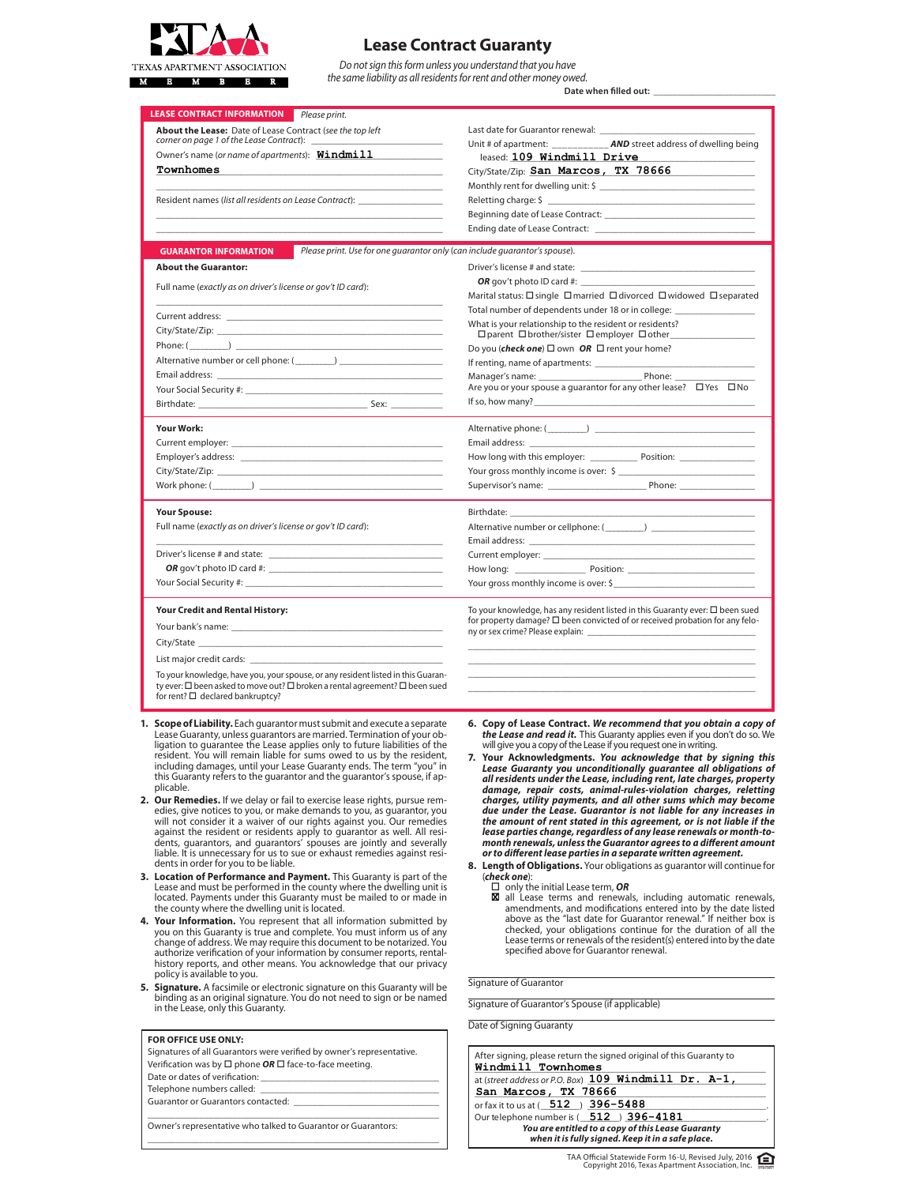TEXAS APARTMENT ASSOCIATION MEMBER

# Lease Contract Guaranty

*Do not sign this form unless you understand that you have the same liability as all residents for rent and other money owed.*

Date when filled out: ______________________

## LEASE CONTRACT INFORMATION *Please print.*

**About the Lease:** Date of Lease Contract *(see the top left corner on page 1 of the Lease Contract)*: ______________________

Owner's name *(or name of apartments)*: **Windmill Townhomes**

Resident names *(list all residents on Lease Contract)*: ______________________

Last date for Guarantor renewal: ______________________

Unit # of apartment: ____________ ***AND*** street address of dwelling being leased: **109 Windmill Drive**

City/State/Zip: **San Marcos, TX 78666**

Monthly rent for dwelling unit: $ ______________________

Reletting charge: $ ______________________

Beginning date of Lease Contract: ______________________

Ending date of Lease Contract: ______________________

## GUARANTOR INFORMATION *Please print. Use for one guarantor only (can include guarantor's spouse).*

**About the Guarantor:**

Full name *(exactly as on driver's license or gov't ID card)*: ______________________

Current address: ______________________

City/State/Zip: ______________________

Phone: (________) ______________________

Alternative number or cell phone: (________) ______________________

Email address: ______________________

Your Social Security #: ______________________

Birthdate: ______________________ Sex: ________

Driver's license # and state: ______________________

***OR*** gov't photo ID card #: ______________________

Marital status: ☐ single ☐ married ☐ divorced ☐ widowed ☐ separated

Total number of dependents under 18 or in college: ____________

What is your relationship to the resident or residents?
☐ parent ☐ brother/sister ☐ employer ☐ other____________

Do you (***check one***) ☐ own ***OR*** ☐ rent your home?

If renting, name of apartments: ______________________

Manager's name: ______________________ Phone: ____________

Are you or your spouse a guarantor for any other lease? ☐ Yes ☐ No

If so, how many? ______________________

**Your Work:**

Current employer: ______________________

Employer's address: ______________________

City/State/Zip: ______________________

Work phone: (________) ______________________

Alternative phone: (________) ______________________

Email address: ______________________

How long with this employer: __________ Position: ______________

Your gross monthly income is over: $ ______________________

Supervisor's name: ______________________ Phone: ____________

**Your Spouse:**

Full name *(exactly as on driver's license or gov't ID card)*: ______________________

Driver's license # and state: ______________________

***OR*** gov't photo ID card #: ______________________

Your Social Security #: ______________________

Birthdate: ______________________

Alternative number or cellphone: (________) ______________________

Email address: ______________________

Current employer: ______________________

How long: ______________ Position: ______________________

Your gross monthly income is over: $ ______________________

**Your Credit and Rental History:**

Your bank's name: ______________________

City/State ______________________

List major credit cards: ______________________

To your knowledge, have you, your spouse, or any resident listed in this Guaranty ever: ☐ been asked to move out? ☐ broken a rental agreement? ☐ been sued for rent? ☐ declared bankruptcy?

To your knowledge, has any resident listed in this Guaranty ever: ☐ been sued for property damage? ☐ been convicted of or received probation for any felony or sex crime? Please explain: ______________________

1. **Scope of Liability.** Each guarantor must submit and execute a separate Lease Guaranty, unless guarantors are married. Termination of your obligation to guarantee the Lease applies only to future liabilities of the resident. You will remain liable for sums owed to us by the resident, including damages, until your Lease Guaranty ends. The term "you" in this Guaranty refers to the guarantor and the guarantor's spouse, if applicable.
2. **Our Remedies.** If we delay or fail to exercise lease rights, pursue remedies, give notices to you, or make demands to you, as guarantor, you will not consider it a waiver of our rights against you. Our remedies against the resident or residents apply to guarantor as well. All residents, guarantors, and guarantors' spouses are jointly and severally liable. It is unnecessary for us to sue or exhaust remedies against residents in order for you to be liable.
3. **Location of Performance and Payment.** This Guaranty is part of the Lease and must be performed in the county where the dwelling unit is located. Payments under this Guaranty must be mailed to or made in the county where the dwelling unit is located.
4. **Your Information.** You represent that all information submitted by you on this Guaranty is true and complete. You must inform us of any change of address. We may require this document to be notarized. You authorize verification of your information by consumer reports, rental-history reports, and other means. You acknowledge that our privacy policy is available to you.
5. **Signature.** A facsimile or electronic signature on this Guaranty will be binding as an original signature. You do not need to sign or be named in the Lease, only this Guaranty.
6. **Copy of Lease Contract.** ***We recommend that you obtain a copy of the Lease and read it.*** This Guaranty applies even if you don't do so. We will give you a copy of the Lease if you request one in writing.
7. **Your Acknowledgments.** ***You acknowledge that by signing this Lease Guaranty you unconditionally guarantee all obligations of all residents under the Lease, including rent, late charges, property damage, repair costs, animal-rules-violation charges, reletting charges, utility payments, and all other sums which may become due under the Lease. Guarantor is not liable for any increases in the amount of rent stated in this agreement, or is not liable if the lease parties change, regardless of any lease renewals or month-to-month renewals, unless the Guarantor agrees to a different amount or to different lease parties in a separate written agreement.***
8. **Length of Obligations.** Your obligations as guarantor will continue for (***check one***):
   - ☐ only the initial Lease term, ***OR***
   - ☒ all Lease terms and renewals, including automatic renewals, amendments, and modifications entered into by the date listed above as the "last date for Guarantor renewal." If neither box is checked, your obligations continue for the duration of all the Lease terms or renewals of the resident(s) entered into by the date specified above for Guarantor renewal.

Signature of Guarantor ______________________

Signature of Guarantor's Spouse (if applicable) ______________________

Date of Signing Guaranty ______________________

**FOR OFFICE USE ONLY:**

Signatures of all Guarantors were verified by owner's representative.

Verification was by ☐ phone ***OR*** ☐ face-to-face meeting.

Date or dates of verification: ______________________

Telephone numbers called: ______________________

Guarantor or Guarantors contacted: ______________________

Owner's representative who talked to Guarantor or Guarantors: ______________________

After signing, please return the signed original of this Guaranty to **Windmill Townhomes**

at *(street address or P.O. Box)* **109 Windmill Dr. A-1, San Marcos, TX 78666**

or fax it to us at ( **512** ) **396-5488**.

Our telephone number is ( **512** ) **396-4181**.

***You are entitled to a copy of this Lease Guaranty when it is fully signed. Keep it in a safe place.***

TAA Official Statewide Form 16-U, Revised July, 2016
Copyright 2016, Texas Apartment Association, Inc.